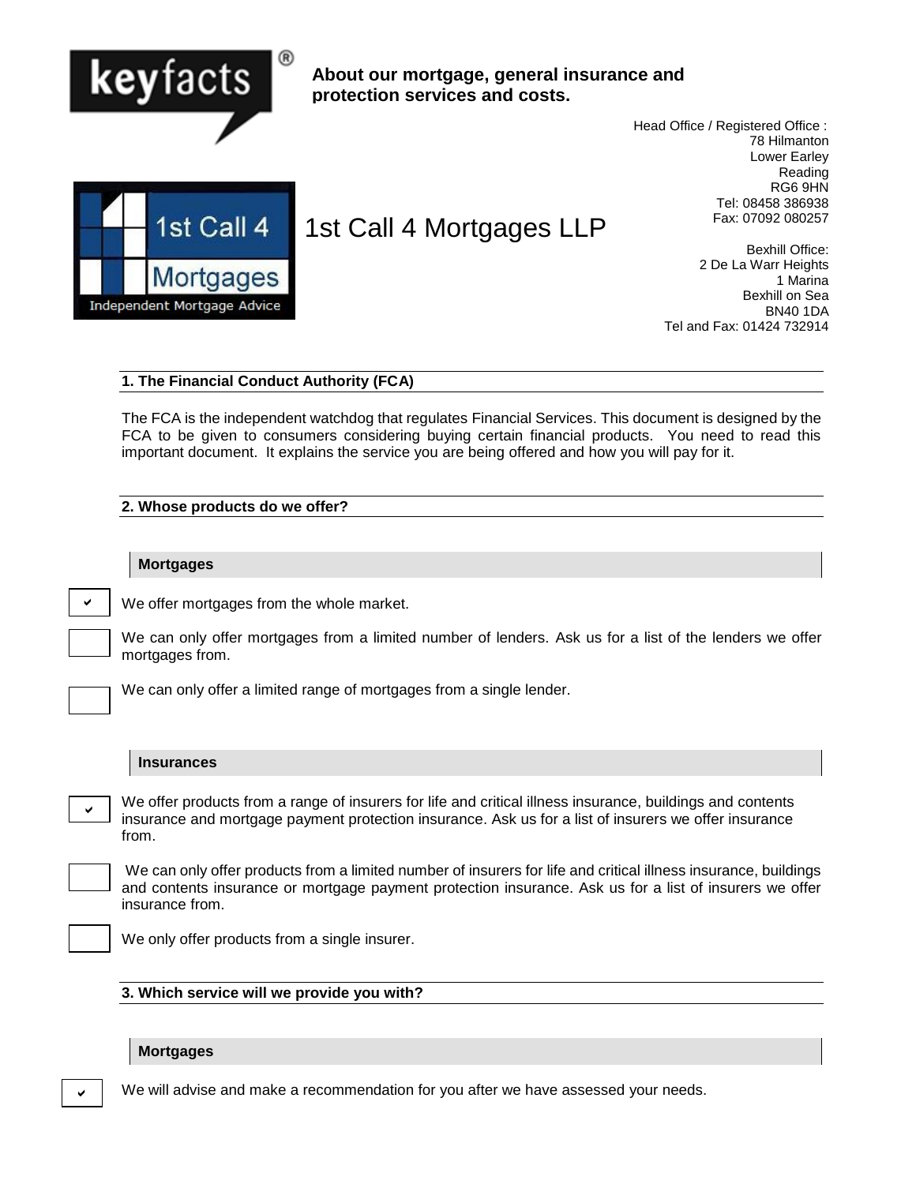keyfacts®

**About our mortgage, general insurance and protection services and costs.**

Head Office / Registered Office :
78 Hilmanton
Lower Earley
Reading
RG6 9HN
Tel: 08458 386938
Fax: 07092 080257

1st Call 4 Mortgages
Independent Mortgage Advice

# 1st Call 4 Mortgages LLP

Bexhill Office:
2 De La Warr Heights
1 Marina
Bexhill on Sea
BN40 1DA
Tel and Fax: 01424 732914

## 1. The Financial Conduct Authority (FCA)

The FCA is the independent watchdog that regulates Financial Services. This document is designed by the FCA to be given to consumers considering buying certain financial products. You need to read this important document. It explains the service you are being offered and how you will pay for it.

## 2. Whose products do we offer?

### Mortgages

- [x] We offer mortgages from the whole market.
- [ ] We can only offer mortgages from a limited number of lenders. Ask us for a list of the lenders we offer mortgages from.
- [ ] We can only offer a limited range of mortgages from a single lender.

### Insurances

- [x] We offer products from a range of insurers for life and critical illness insurance, buildings and contents insurance and mortgage payment protection insurance. Ask us for a list of insurers we offer insurance from.
- [ ] We can only offer products from a limited number of insurers for life and critical illness insurance, buildings and contents insurance or mortgage payment protection insurance. Ask us for a list of insurers we offer insurance from.
- [ ] We only offer products from a single insurer.

## 3. Which service will we provide you with?

### Mortgages

- [x] We will advise and make a recommendation for you after we have assessed your needs.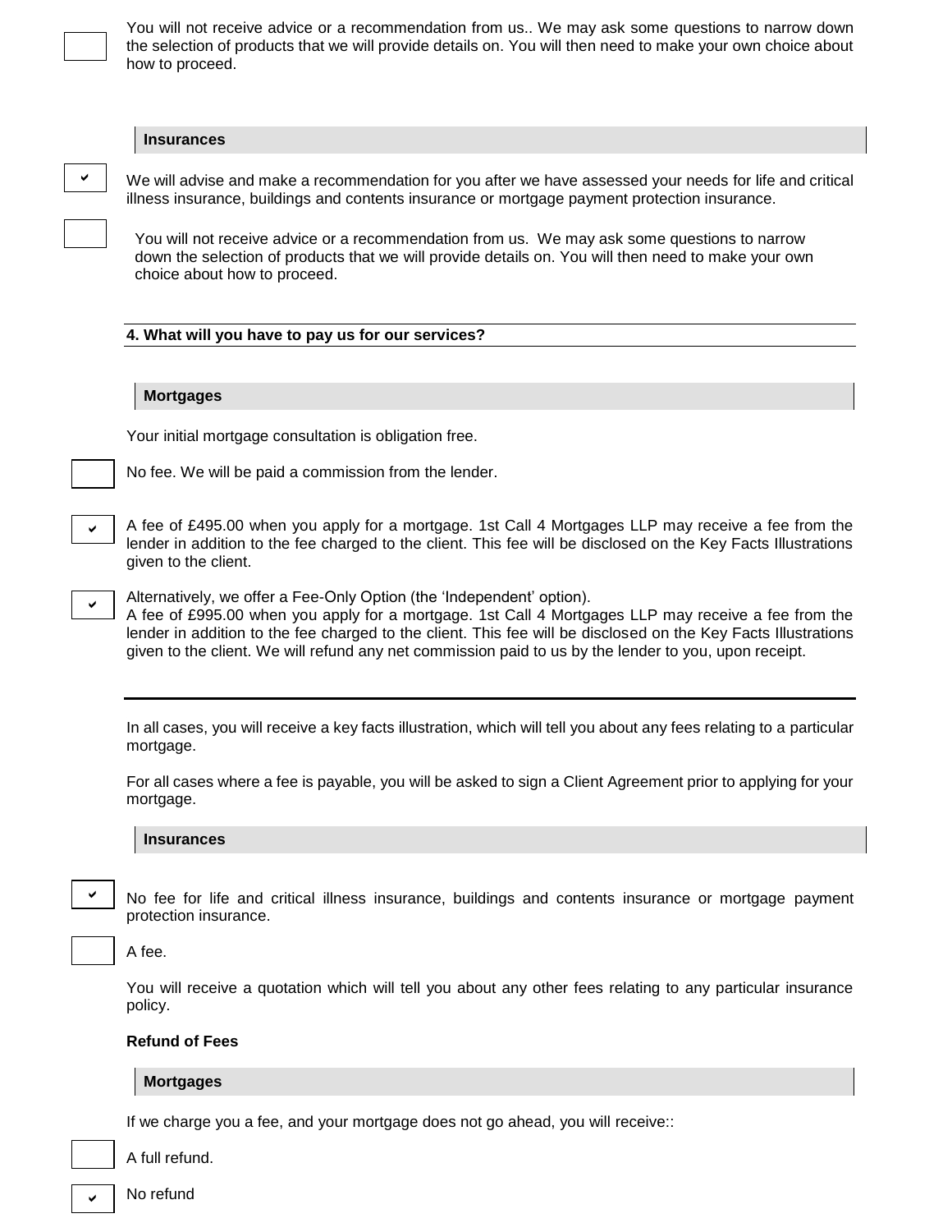- [ ] You will not receive advice or a recommendation from us.. We may ask some questions to narrow down the selection of products that we will provide details on. You will then need to make your own choice about how to proceed.

**Insurances**

- [x] We will advise and make a recommendation for you after we have assessed your needs for life and critical illness insurance, buildings and contents insurance or mortgage payment protection insurance.
- [ ] You will not receive advice or a recommendation from us. We may ask some questions to narrow down the selection of products that we will provide details on. You will then need to make your own choice about how to proceed.

**4. What will you have to pay us for our services?**

**Mortgages**

Your initial mortgage consultation is obligation free.

- [ ] No fee. We will be paid a commission from the lender.
- [x] A fee of £495.00 when you apply for a mortgage. 1st Call 4 Mortgages LLP may receive a fee from the lender in addition to the fee charged to the client. This fee will be disclosed on the Key Facts Illustrations given to the client.
- [x] Alternatively, we offer a Fee-Only Option (the 'Independent' option).
  A fee of £995.00 when you apply for a mortgage. 1st Call 4 Mortgages LLP may receive a fee from the lender in addition to the fee charged to the client. This fee will be disclosed on the Key Facts Illustrations given to the client. We will refund any net commission paid to us by the lender to you, upon receipt.

---

In all cases, you will receive a key facts illustration, which will tell you about any fees relating to a particular mortgage.

For all cases where a fee is payable, you will be asked to sign a Client Agreement prior to applying for your mortgage.

**Insurances**

- [x] No fee for life and critical illness insurance, buildings and contents insurance or mortgage payment protection insurance.
- [ ] A fee.

You will receive a quotation which will tell you about any other fees relating to any particular insurance policy.

**Refund of Fees**

**Mortgages**

If we charge you a fee, and your mortgage does not go ahead, you will receive::

- [ ] A full refund.
- [x] No refund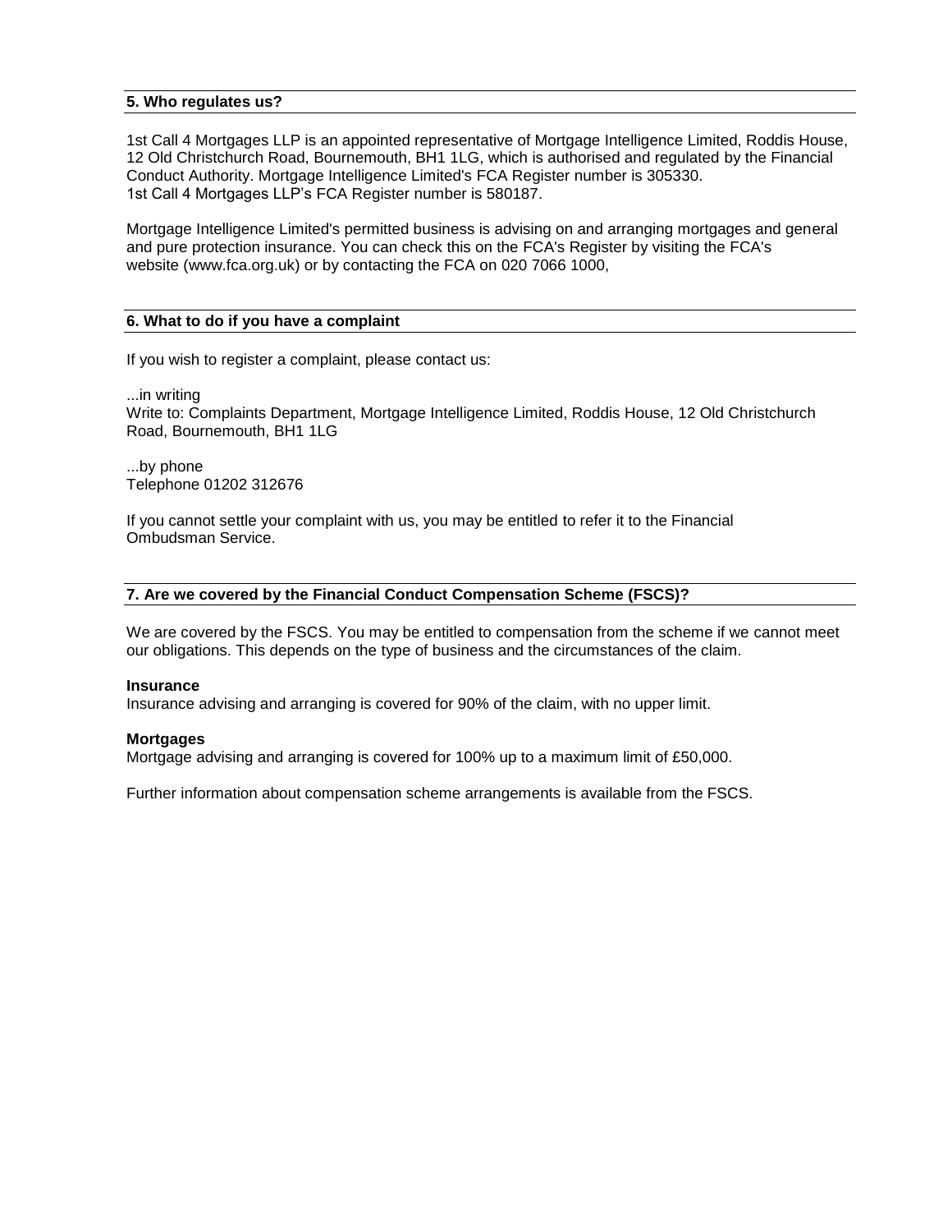## 5. Who regulates us?

1st Call 4 Mortgages LLP is an appointed representative of Mortgage Intelligence Limited, Roddis House, 12 Old Christchurch Road, Bournemouth, BH1 1LG, which is authorised and regulated by the Financial Conduct Authority. Mortgage Intelligence Limited's FCA Register number is 305330.
1st Call 4 Mortgages LLP's FCA Register number is 580187.

Mortgage Intelligence Limited's permitted business is advising on and arranging mortgages and general and pure protection insurance. You can check this on the FCA's Register by visiting the FCA's website (www.fca.org.uk) or by contacting the FCA on 020 7066 1000,

## 6. What to do if you have a complaint

If you wish to register a complaint, please contact us:

...in writing
Write to: Complaints Department, Mortgage Intelligence Limited, Roddis House, 12 Old Christchurch Road, Bournemouth, BH1 1LG

...by phone
Telephone 01202 312676

If you cannot settle your complaint with us, you may be entitled to refer it to the Financial Ombudsman Service.

## 7. Are we covered by the Financial Conduct Compensation Scheme (FSCS)?

We are covered by the FSCS. You may be entitled to compensation from the scheme if we cannot meet our obligations. This depends on the type of business and the circumstances of the claim.

**Insurance**
Insurance advising and arranging is covered for 90% of the claim, with no upper limit.

**Mortgages**
Mortgage advising and arranging is covered for 100% up to a maximum limit of £50,000.

Further information about compensation scheme arrangements is available from the FSCS.